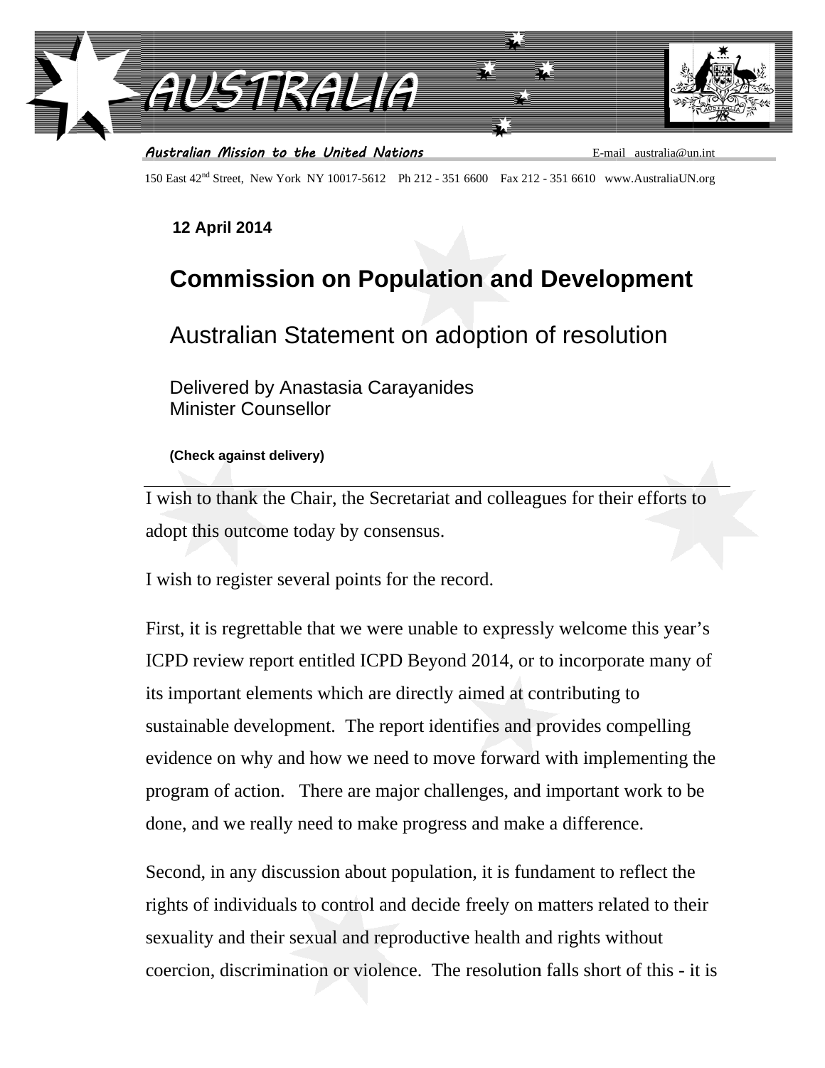# AUSTRALIA

*Australian Mission to the United Nations* E-mail australia@un.int

150 East 42nd Street, New York NY 10017-5612 Ph 212 - 351 6600 Fax 212 - 351 6610 www.AustraliaUN.org

**12 April 2014**

# Commission on Population and Development

## Australian Statement on adoption of resolution

Delivered by Anastasia Carayanides
Minister Counsellor

**(Check against delivery)**

---

I wish to thank the Chair, the Secretariat and colleagues for their efforts to adopt this outcome today by consensus.

I wish to register several points for the record.

First, it is regrettable that we were unable to expressly welcome this year's ICPD review report entitled ICPD Beyond 2014, or to incorporate many of its important elements which are directly aimed at contributing to sustainable development. The report identifies and provides compelling evidence on why and how we need to move forward with implementing the program of action. There are major challenges, and important work to be done, and we really need to make progress and make a difference.

Second, in any discussion about population, it is fundament to reflect the rights of individuals to control and decide freely on matters related to their sexuality and their sexual and reproductive health and rights without coercion, discrimination or violence. The resolution falls short of this - it is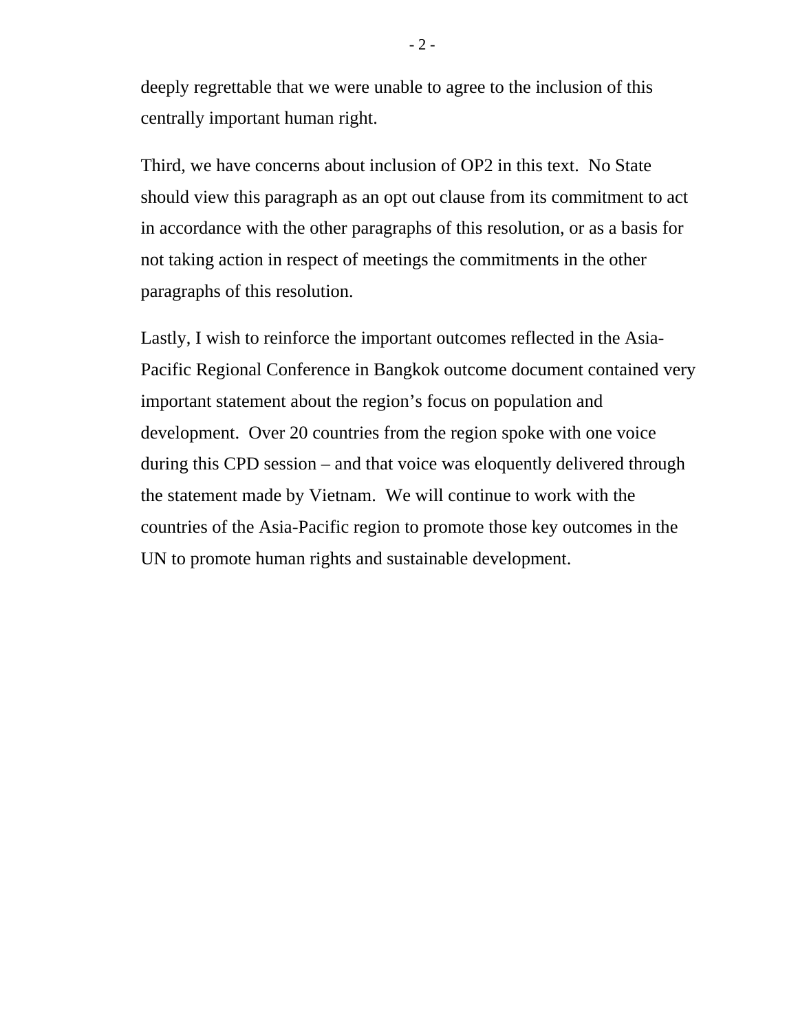deeply regrettable that we were unable to agree to the inclusion of this centrally important human right.

Third, we have concerns about inclusion of OP2 in this text. No State should view this paragraph as an opt out clause from its commitment to act in accordance with the other paragraphs of this resolution, or as a basis for not taking action in respect of meetings the commitments in the other paragraphs of this resolution.

Lastly, I wish to reinforce the important outcomes reflected in the Asia-Pacific Regional Conference in Bangkok outcome document contained very important statement about the region's focus on population and development. Over 20 countries from the region spoke with one voice during this CPD session – and that voice was eloquently delivered through the statement made by Vietnam. We will continue to work with the countries of the Asia-Pacific region to promote those key outcomes in the UN to promote human rights and sustainable development.